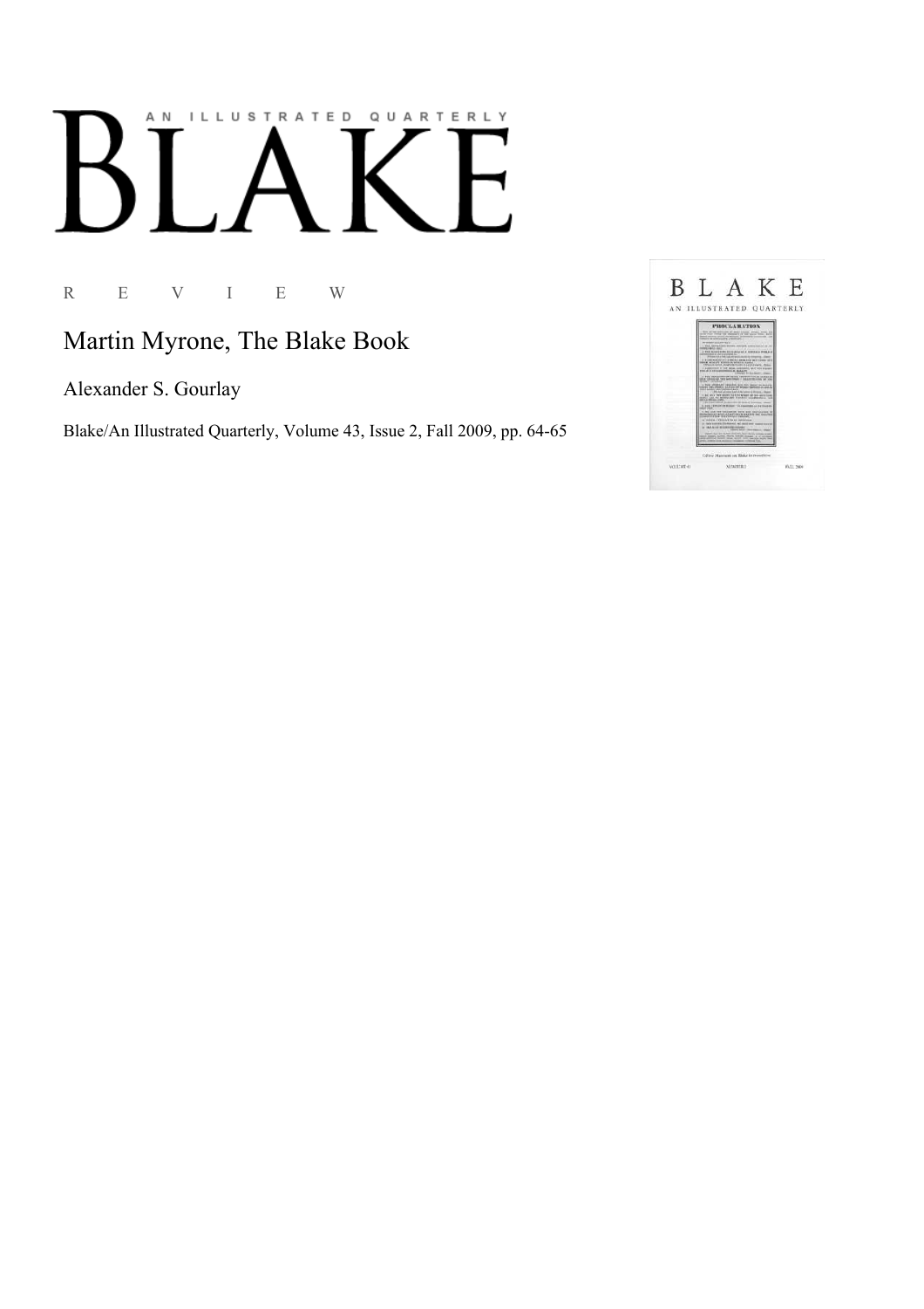# AN ILLUSTRATED QUARTERLY BLAKE

R E V I E W

## Martin Myrone, The Blake Book

Alexander S. Gourlay

Blake/An Illustrated Quarterly, Volume 43, Issue 2, Fall 2009, pp. 64-65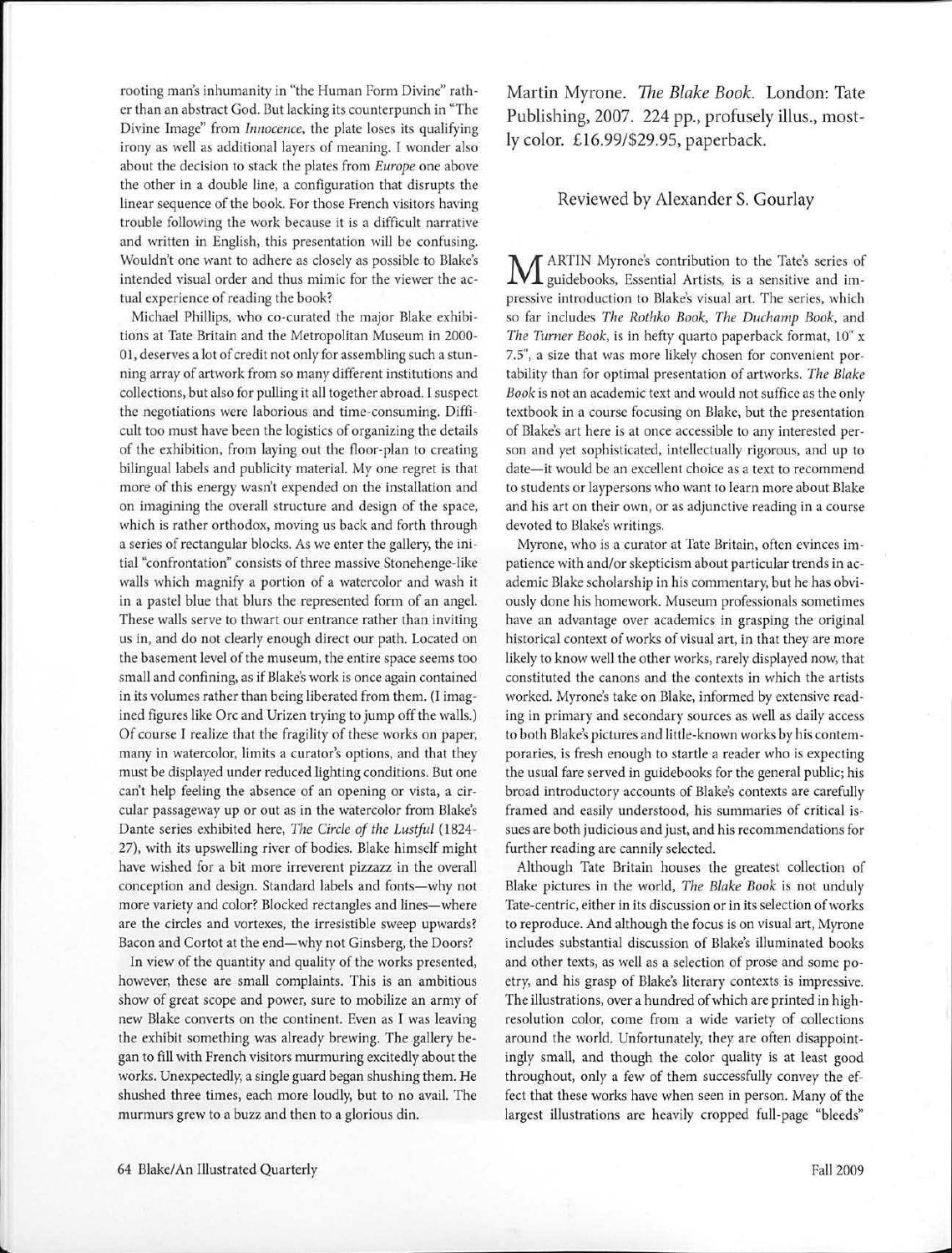rooting man's inhumanity in "the Human Form Divine" rather than an abstract God. But lacking its counterpunch in "The Divine Image" from *Innocence*, the plate loses its qualifying irony as well as additional layers of meaning. I wonder also about the decision to stack the plates from *Europe* one above the other in a double line, a configuration that disrupts the linear sequence of the book. For those French visitors having trouble following the work because it is a difficult narrative and written in English, this presentation will be confusing. Wouldn't one want to adhere as closely as possible to Blake's intended visual order and thus mimic for the viewer the actual experience of reading the book?

Michael Phillips, who co-curated the major Blake exhibitions at Tate Britain and the Metropolitan Museum in 2000-01, deserves a lot of credit not only for assembling such a stunning array of artwork from so many different institutions and collections, but also for pulling it all together abroad. I suspect the negotiations were laborious and time-consuming. Difficult too must have been the logistics of organizing the details of the exhibition, from laying out the floor-plan to creating bilingual labels and publicity material. My one regret is that more of this energy wasn't expended on the installation and on imagining the overall structure and design of the space, which is rather orthodox, moving us back and forth through a series of rectangular blocks. As we enter the gallery, the initial "confrontation" consists of three massive Stonehenge-like walls which magnify a portion of a watercolor and wash it in a pastel blue that blurs the represented form of an angel. These walls serve to thwart our entrance rather than inviting us in, and do not clearly enough direct our path. Located on the basement level of the museum, the entire space seems too small and confining, as if Blake's work is once again contained in its volumes rather than being liberated from them. (I imagined figures like Orc and Urizen trying to jump off the walls.) Of course I realize that the fragility of these works on paper, many in watercolor, limits a curator's options, and that they must be displayed under reduced lighting conditions. But one can't help feeling the absence of an opening or vista, a circular passageway up or out as in the watercolor from Blake's Dante series exhibited here, *The Circle of the Lustful* (1824-27), with its upswelling river of bodies. Blake himself might have wished for a bit more irreverent pizzazz in the overall conception and design. Standard labels and fonts—why not more variety and color? Blocked rectangles and lines—where are the circles and vortexes, the irresistible sweep upwards? Bacon and Cortot at the end—why not Ginsberg, the Doors?

In view of the quantity and quality of the works presented, however, these are small complaints. This is an ambitious show of great scope and power, sure to mobilize an army of new Blake converts on the continent. Even as I was leaving the exhibit something was already brewing. The gallery began to fill with French visitors murmuring excitedly about the works. Unexpectedly, a single guard began shushing them. He shushed three times, each more loudly, but to no avail. The murmurs grew to a buzz and then to a glorious din.

## Martin Myrone. *The Blake Book*. London: Tate Publishing, 2007. 224 pp., profusely illus., mostly color. £16.99/$29.95, paperback.

### Reviewed by Alexander S. Gourlay

Martin Myrone's contribution to the Tate's series of guidebooks, Essential Artists, is a sensitive and impressive introduction to Blake's visual art. The series, which so far includes *The Rothko Book*, *The Duchamp Book*, and *The Turner Book*, is in hefty quarto paperback format, 10" x 7.5", a size that was more likely chosen for convenient portability than for optimal presentation of artworks. *The Blake Book* is not an academic text and would not suffice as the only textbook in a course focusing on Blake, but the presentation of Blake's art here is at once accessible to any interested person and yet sophisticated, intellectually rigorous, and up to date—it would be an excellent choice as a text to recommend to students or laypersons who want to learn more about Blake and his art on their own, or as adjunctive reading in a course devoted to Blake's writings.

Myrone, who is a curator at Tate Britain, often evinces impatience with and/or skepticism about particular trends in academic Blake scholarship in his commentary, but he has obviously done his homework. Museum professionals sometimes have an advantage over academics in grasping the original historical context of works of visual art, in that they are more likely to know well the other works, rarely displayed now, that constituted the canons and the contexts in which the artists worked. Myrone's take on Blake, informed by extensive reading in primary and secondary sources as well as daily access to both Blake's pictures and little-known works by his contemporaries, is fresh enough to startle a reader who is expecting the usual fare served in guidebooks for the general public; his broad introductory accounts of Blake's contexts are carefully framed and easily understood, his summaries of critical issues are both judicious and just, and his recommendations for further reading are cannily selected.

Although Tate Britain houses the greatest collection of Blake pictures in the world, *The Blake Book* is not unduly Tate-centric, either in its discussion or in its selection of works to reproduce. And although the focus is on visual art, Myrone includes substantial discussion of Blake's illuminated books and other texts, as well as a selection of prose and some poetry, and his grasp of Blake's literary contexts is impressive. The illustrations, over a hundred of which are printed in high-resolution color, come from a wide variety of collections around the world. Unfortunately, they are often disappointingly small, and though the color quality is at least good throughout, only a few of them successfully convey the effect that these works have when seen in person. Many of the largest illustrations are heavily cropped full-page "bleeds"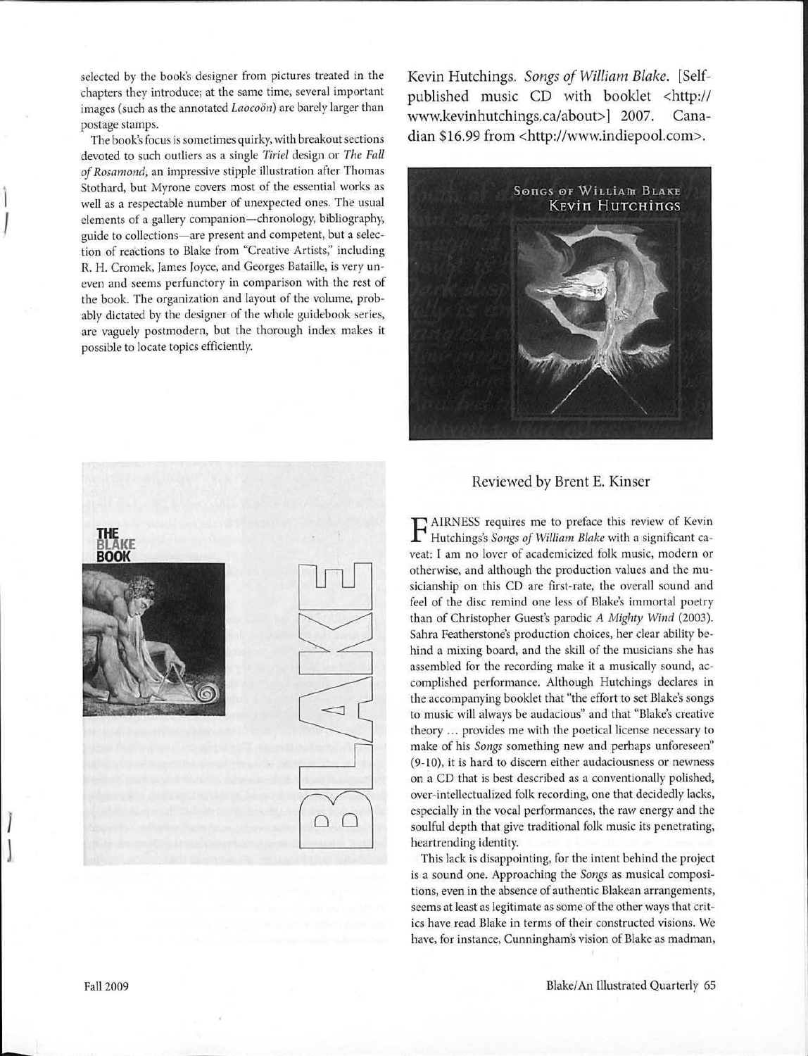selected by the book's designer from pictures treated in the chapters they introduce; at the same time, several important images (such as the annotated *Laocoön*) are barely larger than postage stamps.

The book's focus is sometimes quirky, with breakout sections devoted to such outliers as a single *Tiriel* design or *The Fall of Rosamond*, an impressive stipple illustration after Thomas Stothard, but Myrone covers most of the essential works as well as a respectable number of unexpected ones. The usual elements of a gallery companion—chronology, bibliography, guide to collections—are present and competent, but a selection of reactions to Blake from "Creative Artists," including R. H. Cromek, James Joyce, and Georges Bataille, is very uneven and seems perfunctory in comparison with the rest of the book. The organization and layout of the volume, probably dictated by the designer of the whole guidebook series, are vaguely postmodern, but the thorough index makes it possible to locate topics efficiently.

Kevin Hutchings. *Songs of William Blake*. [Self-published music CD with booklet <http://www.kevinhutchings.ca/about>] 2007. Canadian $16.99 from <http://www.indiepool.com>.

## Reviewed by Brent E. Kinser

FAIRNESS requires me to preface this review of Kevin Hutchings's *Songs of William Blake* with a significant caveat: I am no lover of academicized folk music, modern or otherwise, and although the production values and the musicianship on this CD are first-rate, the overall sound and feel of the disc remind one less of Blake's immortal poetry than of Christopher Guest's parodic *A Mighty Wind* (2003). Sahra Featherstone's production choices, her clear ability behind a mixing board, and the skill of the musicians she has assembled for the recording make it a musically sound, accomplished performance. Although Hutchings declares in the accompanying booklet that "the effort to set Blake's songs to music will always be audacious" and that "Blake's creative theory ... provides me with the poetical license necessary to make of his *Songs* something new and perhaps unforeseen" (9-10), it is hard to discern either audaciousness or newness on a CD that is best described as a conventionally polished, over-intellectualized folk recording, one that decidedly lacks, especially in the vocal performances, the raw energy and the soulful depth that give traditional folk music its penetrating, heartrending identity.

This lack is disappointing, for the intent behind the project is a sound one. Approaching the *Songs* as musical compositions, even in the absence of authentic Blakean arrangements, seems at least as legitimate as some of the other ways that critics have read Blake in terms of their constructed visions. We have, for instance, Cunningham's vision of Blake as madman,